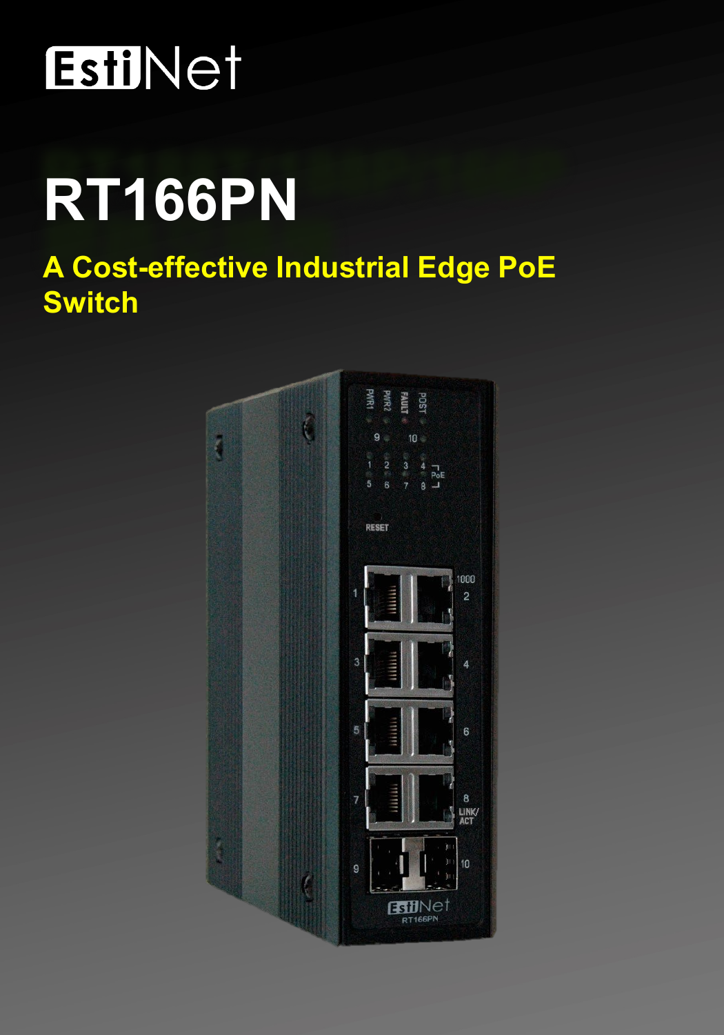EstiNet

# RT166PN

## A Cost-effective Industrial Edge PoE Switch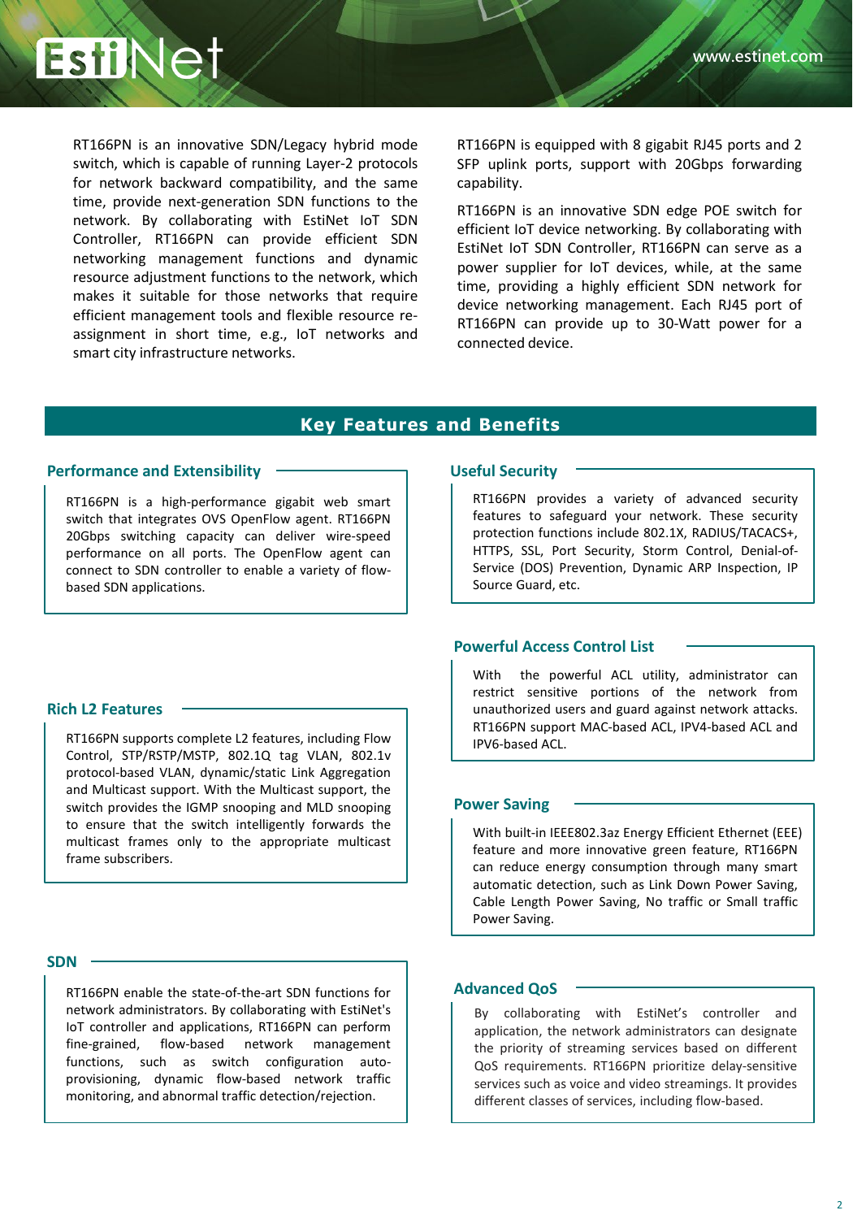RT166PN is an innovative SDN/Legacy hybrid mode switch, which is capable of running Layer-2 protocols for network backward compatibility, and the same time, provide next-generation SDN functions to the network. By collaborating with EstiNet IoT SDN Controller, RT166PN can provide efficient SDN networking management functions and dynamic resource adjustment functions to the network, which makes it suitable for those networks that require efficient management tools and flexible resource re-assignment in short time, e.g., IoT networks and smart city infrastructure networks.

RT166PN is equipped with 8 gigabit RJ45 ports and 2 SFP uplink ports, support with 20Gbps forwarding capability.

RT166PN is an innovative SDN edge POE switch for efficient IoT device networking. By collaborating with EstiNet IoT SDN Controller, RT166PN can serve as a power supplier for IoT devices, while, at the same time, providing a highly efficient SDN network for device networking management. Each RJ45 port of RT166PN can provide up to 30-Watt power for a connected device.

## Key Features and Benefits

### Performance and Extensibility

RT166PN is a high-performance gigabit web smart switch that integrates OVS OpenFlow agent. RT166PN 20Gbps switching capacity can deliver wire-speed performance on all ports. The OpenFlow agent can connect to SDN controller to enable a variety of flow-based SDN applications.

### Rich L2 Features

RT166PN supports complete L2 features, including Flow Control, STP/RSTP/MSTP, 802.1Q tag VLAN, 802.1v protocol-based VLAN, dynamic/static Link Aggregation and Multicast support. With the Multicast support, the switch provides the IGMP snooping and MLD snooping to ensure that the switch intelligently forwards the multicast frames only to the appropriate multicast frame subscribers.

### SDN

RT166PN enable the state-of-the-art SDN functions for network administrators. By collaborating with EstiNet's IoT controller and applications, RT166PN can perform fine-grained, flow-based network management functions, such as switch configuration auto-provisioning, dynamic flow-based network traffic monitoring, and abnormal traffic detection/rejection.

### Useful Security

RT166PN provides a variety of advanced security features to safeguard your network. These security protection functions include 802.1X, RADIUS/TACACS+, HTTPS, SSL, Port Security, Storm Control, Denial-of-Service (DOS) Prevention, Dynamic ARP Inspection, IP Source Guard, etc.

### Powerful Access Control List

With the powerful ACL utility, administrator can restrict sensitive portions of the network from unauthorized users and guard against network attacks. RT166PN support MAC-based ACL, IPV4-based ACL and IPV6-based ACL.

### Power Saving

With built-in IEEE802.3az Energy Efficient Ethernet (EEE) feature and more innovative green feature, RT166PN can reduce energy consumption through many smart automatic detection, such as Link Down Power Saving, Cable Length Power Saving, No traffic or Small traffic Power Saving.

### Advanced QoS

By collaborating with EstiNet's controller and application, the network administrators can designate the priority of streaming services based on different QoS requirements. RT166PN prioritize delay-sensitive services such as voice and video streamings. It provides different classes of services, including flow-based.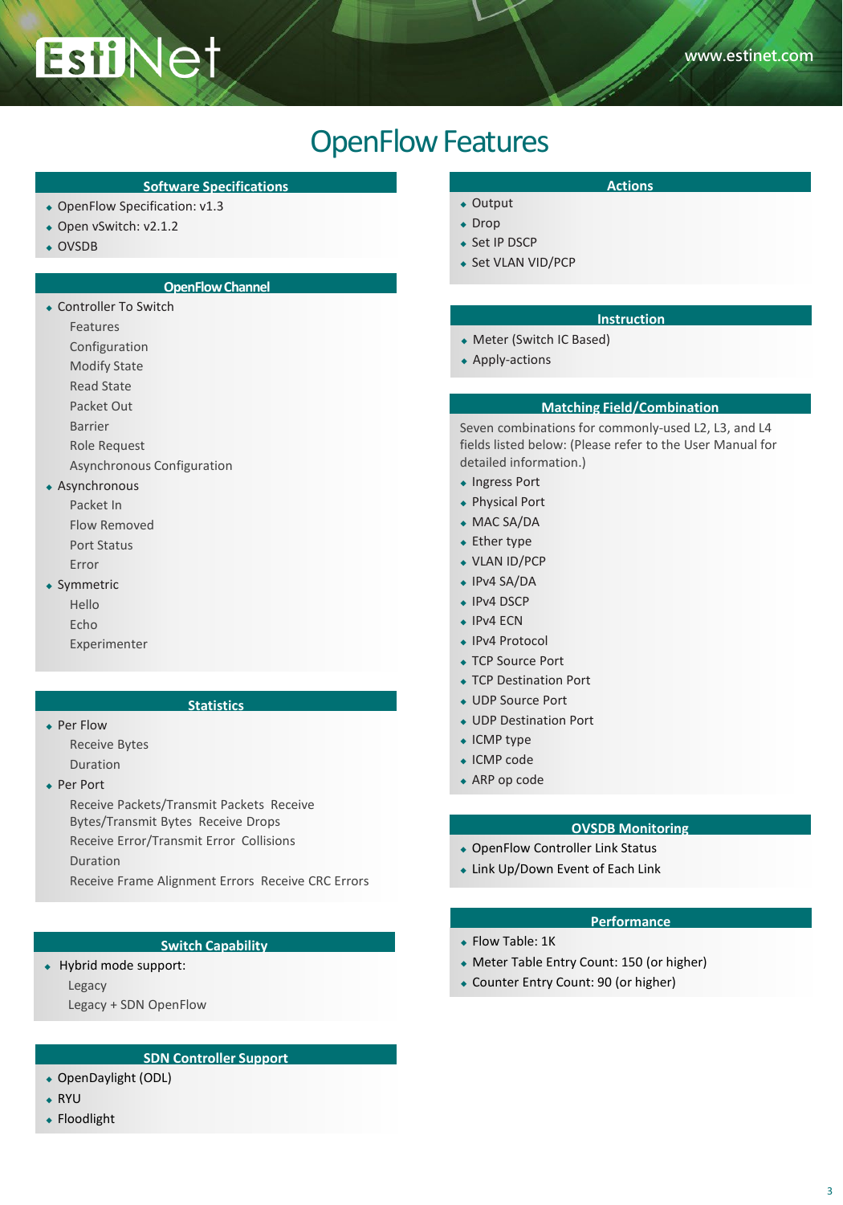# OpenFlow Features

## Software Specifications

- OpenFlow Specification: v1.3
- Open vSwitch: v2.1.2
- OVSDB

## OpenFlow Channel

- Controller To Switch
  - Features
  - Configuration
  - Modify State
  - Read State
  - Packet Out
  - Barrier
  - Role Request
  - Asynchronous Configuration
- Asynchronous
  - Packet In
  - Flow Removed
  - Port Status
  - Error
- Symmetric
  - Hello
  - Echo
  - Experimenter

## Statistics

- Per Flow
  - Receive Bytes
  - Duration
- Per Port
  - Receive Packets/Transmit Packets Receive Bytes/Transmit Bytes Receive Drops
  - Receive Error/Transmit Error Collisions
  - Duration
  - Receive Frame Alignment Errors Receive CRC Errors

## Switch Capability

- Hybrid mode support:
  - Legacy
  - Legacy + SDN OpenFlow

## SDN Controller Support

- OpenDaylight (ODL)
- RYU
- Floodlight

## Actions

- Output
- Drop
- Set IP DSCP
- Set VLAN VID/PCP

## Instruction

- Meter (Switch IC Based)
- Apply-actions

## Matching Field/Combination

Seven combinations for commonly-used L2, L3, and L4 fields listed below: (Please refer to the User Manual for detailed information.)

- Ingress Port
- Physical Port
- MAC SA/DA
- Ether type
- VLAN ID/PCP
- IPv4 SA/DA
- IPv4 DSCP
- IPv4 ECN
- IPv4 Protocol
- TCP Source Port
- TCP Destination Port
- UDP Source Port
- UDP Destination Port
- ICMP type
- ICMP code
- ARP op code

## OVSDB Monitoring

- OpenFlow Controller Link Status
- Link Up/Down Event of Each Link

## Performance

- Flow Table: 1K
- Meter Table Entry Count: 150 (or higher)
- Counter Entry Count: 90 (or higher)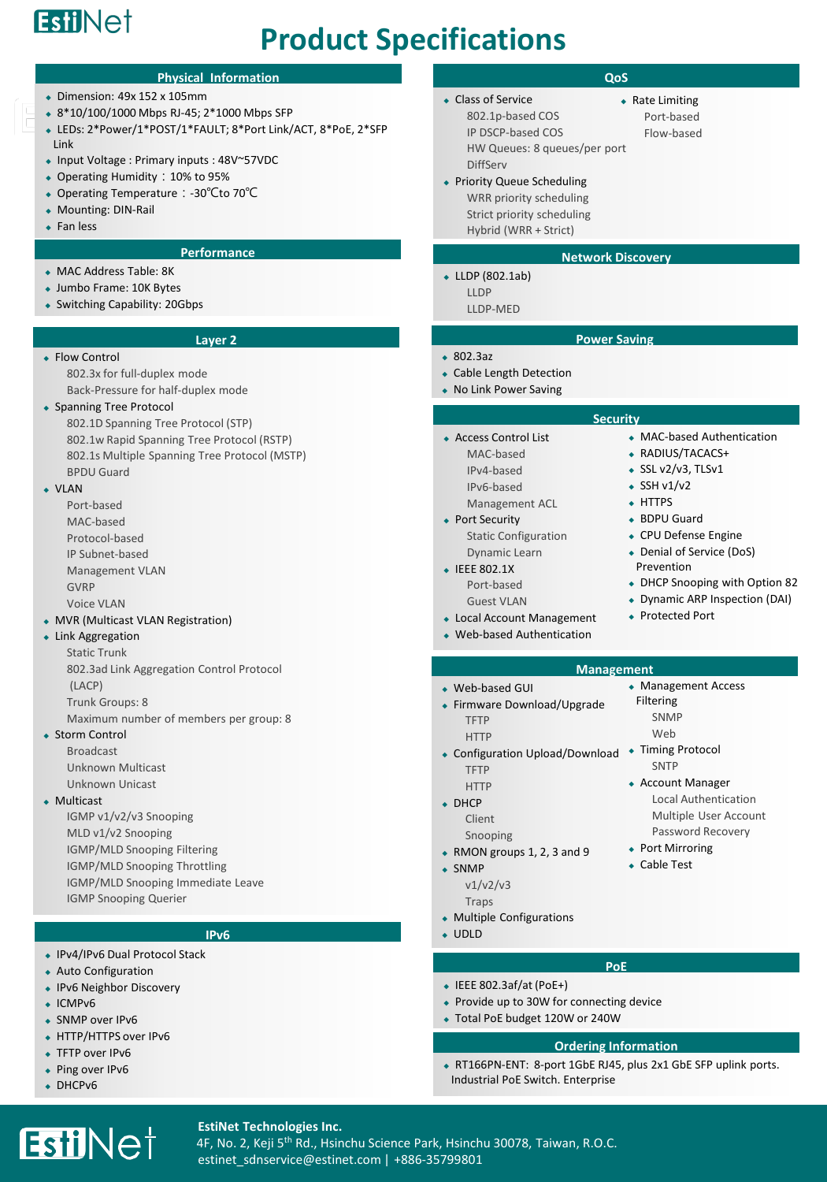# Product Specifications

## Physical Information

- Dimension: 49x 152 x 105mm
- 8*10/100/1000 Mbps RJ-45; 2*1000 Mbps SFP
- LEDs: 2*Power/1*POST/1*FAULT; 8*Port Link/ACT, 8*PoE, 2*SFP Link
- Input Voltage : Primary inputs : 48V~57VDC
- Operating Humidity：10% to 95%
- Operating Temperature：-30℃to 70℃
- Mounting: DIN-Rail
- Fan less

## Performance

- MAC Address Table: 8K
- Jumbo Frame: 10K Bytes
- Switching Capability: 20Gbps

## Layer 2

- Flow Control
  - 802.3x for full-duplex mode
  - Back-Pressure for half-duplex mode
- Spanning Tree Protocol
  - 802.1D Spanning Tree Protocol (STP)
  - 802.1w Rapid Spanning Tree Protocol (RSTP)
  - 802.1s Multiple Spanning Tree Protocol (MSTP)
  - BPDU Guard
- VLAN
  - Port-based
  - MAC-based
  - Protocol-based
  - IP Subnet-based
  - Management VLAN
  - GVRP
  - Voice VLAN
- MVR (Multicast VLAN Registration)
- Link Aggregation
  - Static Trunk
  - 802.3ad Link Aggregation Control Protocol (LACP)
  - Trunk Groups: 8
  - Maximum number of members per group: 8
- Storm Control
  - Broadcast
  - Unknown Multicast
  - Unknown Unicast
- Multicast
  - IGMP v1/v2/v3 Snooping
  - MLD v1/v2 Snooping
  - IGMP/MLD Snooping Filtering
  - IGMP/MLD Snooping Throttling
  - IGMP/MLD Snooping Immediate Leave
  - IGMP Snooping Querier

## IPv6

- IPv4/IPv6 Dual Protocol Stack
- Auto Configuration
- IPv6 Neighbor Discovery
- ICMPv6
- SNMP over IPv6
- HTTP/HTTPS over IPv6
- TFTP over IPv6
- Ping over IPv6
- DHCPv6

## QoS

- Class of Service
  - 802.1p-based COS
  - IP DSCP-based COS
  - HW Queues: 8 queues/per port
  - DiffServ
- Priority Queue Scheduling
  - WRR priority scheduling
  - Strict priority scheduling
  - Hybrid (WRR + Strict)
- Rate Limiting
  - Port-based
  - Flow-based

## Network Discovery

- LLDP (802.1ab)
  - LLDP
  - LLDP-MED

## Power Saving

- 802.3az
- Cable Length Detection
- No Link Power Saving

## Security

- Access Control List
  - MAC-based
  - IPv4-based
  - IPv6-based
  - Management ACL
- Port Security
  - Static Configuration
  - Dynamic Learn
- IEEE 802.1X
  - Port-based
  - Guest VLAN
- Local Account Management
- Web-based Authentication
- MAC-based Authentication
- RADIUS/TACACS+
- SSL v2/v3, TLSv1
- SSH v1/v2
- HTTPS
- BDPU Guard
- CPU Defense Engine
- Denial of Service (DoS) Prevention
- DHCP Snooping with Option 82
- Dynamic ARP Inspection (DAI)
- Protected Port

## Management

- Web-based GUI
- Firmware Download/Upgrade
  - TFTP
  - HTTP
- Configuration Upload/Download
  - TFTP
  - HTTP
- DHCP
  - Client
  - Snooping
- RMON groups 1, 2, 3 and 9
- SNMP
  - v1/v2/v3
  - Traps
- Multiple Configurations
- UDLD
- Management Access Filtering
  - SNMP
  - Web
- Timing Protocol
  - SNTP
- Account Manager
  - Local Authentication
  - Multiple User Account
  - Password Recovery
- Port Mirroring
- Cable Test

## PoE

- IEEE 802.3af/at (PoE+)
- Provide up to 30W for connecting device
- Total PoE budget 120W or 240W

## Ordering Information

- RT166PN-ENT: 8-port 1GbE RJ45, plus 2x1 GbE SFP uplink ports. Industrial PoE Switch. Enterprise

**EstiNet Technologies Inc.**
4F, No. 2, Keji 5th Rd., Hsinchu Science Park, Hsinchu 30078, Taiwan, R.O.C.
estinet_sdnservice@estinet.com | +886-35799801